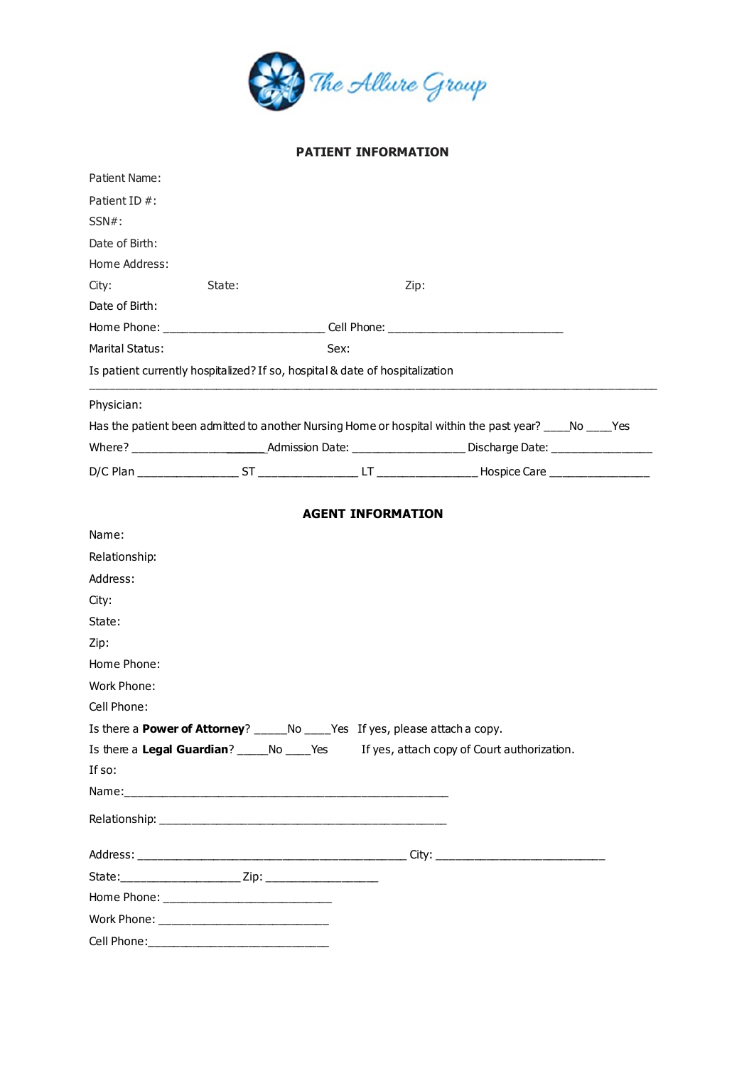The Allure Group

## PATIENT INFORMATION

Patient Name:

Patient ID #:

SSN#:

Date of Birth:

Home Address:

City: State: Zip:

Date of Birth:

Home Phone: _________________________ Cell Phone: ___________________________

Marital Status: Sex:

Is patient currently hospitalized? If so, hospital & date of hospitalization

_____________________________________________________________________________________

Physician:

Has the patient been admitted to another Nursing Home or hospital within the past year? ____No ____Yes

Where? _______________________Admission Date: __________________ Discharge Date: ________________

D/C Plan ________________ ST ________________ LT ________________ Hospice Care ________________

## AGENT INFORMATION

Name:

Relationship:

Address:

City:

State:

Zip:

Home Phone:

Work Phone:

Cell Phone:

Is there a **Power of Attorney**? _____No ____Yes If yes, please attach a copy.

Is there a **Legal Guardian**? _____No ____Yes If yes, attach copy of Court authorization.

If so:

Name:_______________________________________________________

Relationship: _______________________________________________

Address: __________________________________________ City: ___________________________

State:___________________ Zip: __________________

Home Phone: ___________________________

Work Phone: ___________________________

Cell Phone:_____________________________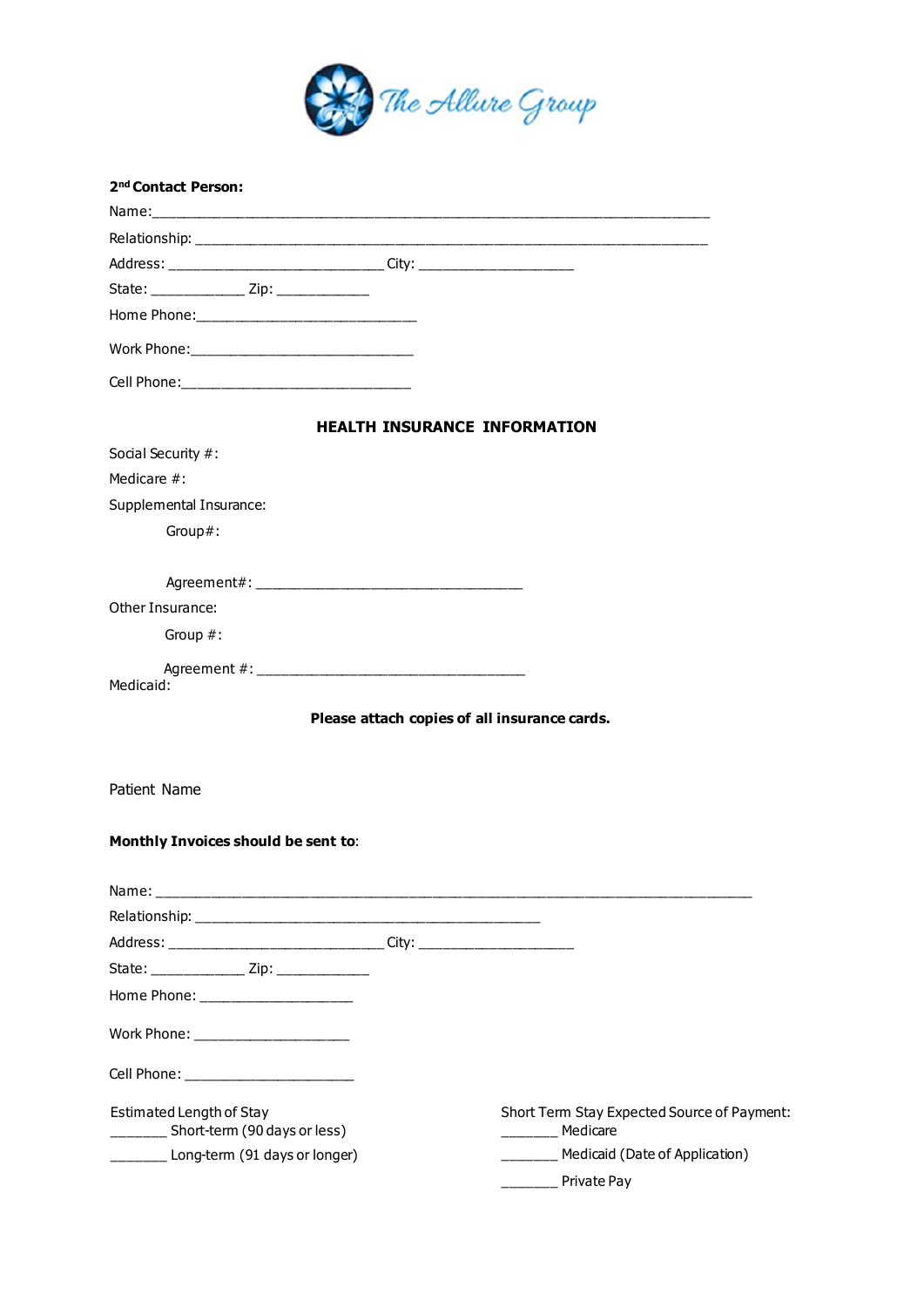The Allure Group

**2[nd] Contact Person:**

Name:___________________________________________________________________________

Relationship: ______________________________________________________________________

Address: ____________________________ City: ____________________

State: ____________ Zip: ____________

Home Phone:_____________________________

Work Phone:_____________________________

Cell Phone:______________________________

## HEALTH INSURANCE INFORMATION

Social Security #:

Medicare #:

Supplemental Insurance:

Group#:

Agreement#: ___________________________________

Other Insurance:

Group #:

Agreement #: ___________________________________

Medicaid:

**Please attach copies of all insurance cards.**

Patient Name

**Monthly Invoices should be sent to**:

Name: _______________________________________________________________________________

Relationship: ____________________________________________

Address: ____________________________ City: ____________________

State: ____________ Zip: ____________

Home Phone: ____________________

Work Phone: ____________________

Cell Phone: ______________________

Estimated Length of Stay

_______ Short-term (90 days or less)

_______ Long-term (91 days or longer)

Short Term Stay Expected Source of Payment:

_______ Medicare

_______ Medicaid (Date of Application)

_______ Private Pay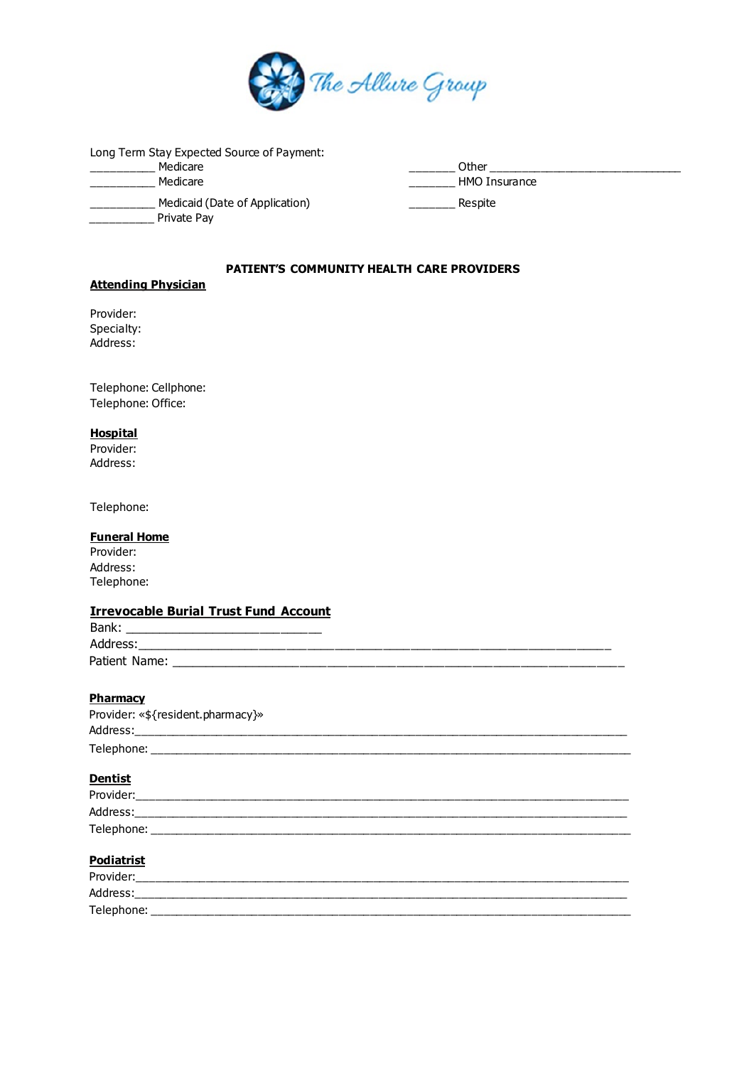Long Term Stay Expected Source of Payment:

__________ Medicare

__________ Medicare

__________ Medicaid (Date of Application)

__________ Private Pay

_______ Other ______________________________

_______ HMO Insurance

_______ Respite

**PATIENT'S COMMUNITY HEALTH CARE PROVIDERS**

**Attending Physician**

Provider:
Specialty:
Address:

Telephone: Cellphone:
Telephone: Office:

**Hospital**

Provider:
Address:

Telephone:

**Funeral Home**

Provider:
Address:
Telephone:

**Irrevocable Burial Trust Fund Account**

Bank: ___________________________

Address:_________________________________________________________________

Patient Name: ____________________________________________________________

**Pharmacy**

Provider: «${resident.pharmacy}»

Address:__________________________________________________________________

Telephone: _______________________________________________________________

**Dentist**

Provider:_________________________________________________________________

Address:__________________________________________________________________

Telephone: _______________________________________________________________

**Podiatrist**

Provider:_________________________________________________________________

Address:__________________________________________________________________

Telephone: _______________________________________________________________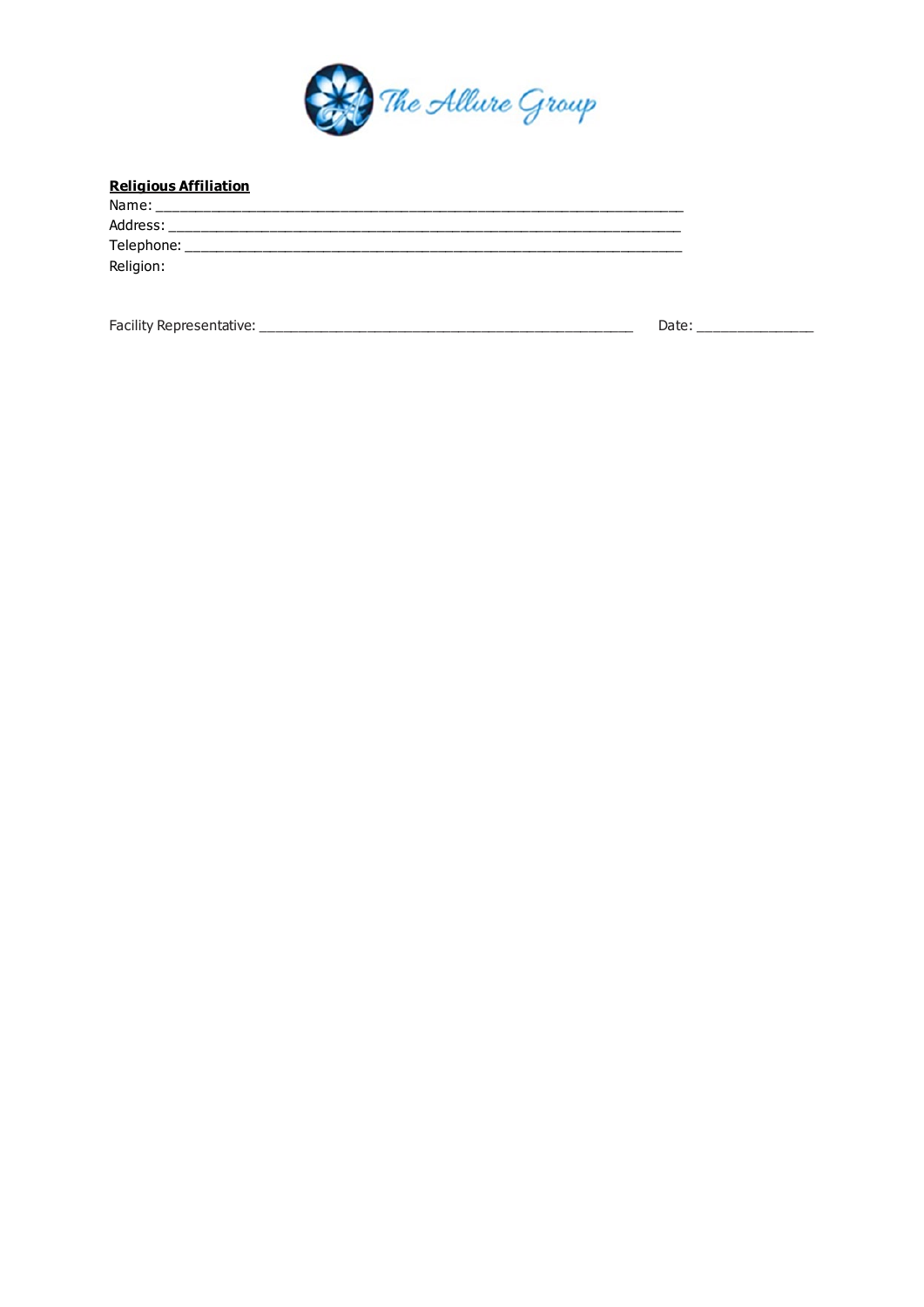**Religious Affiliation**

Name: ___________________________________________________________________

Address: _________________________________________________________________

Telephone: _______________________________________________________________

Religion:

Facility Representative: _______________________________________________ Date: _______________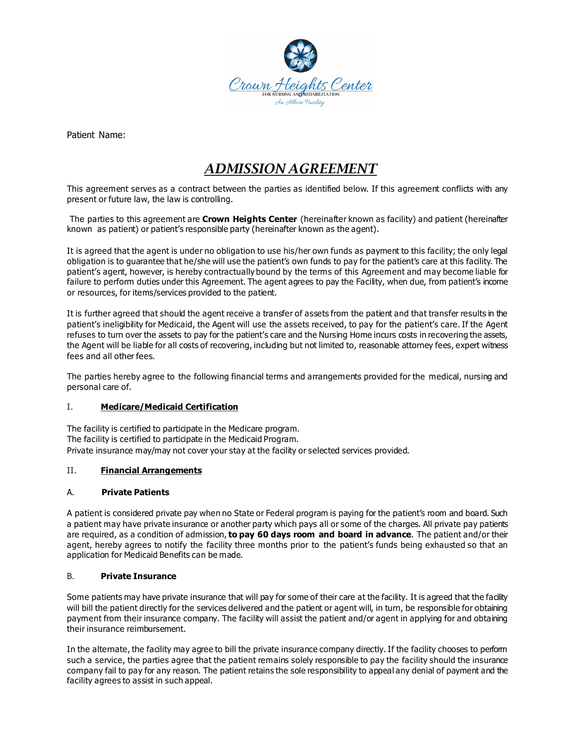Patient Name:

# *ADMISSION AGREEMENT*

This agreement serves as a contract between the parties as identified below. If this agreement conflicts with any present or future law, the law is controlling.

The parties to this agreement are **Crown Heights Center** (hereinafter known as facility) and patient (hereinafter known as patient) or patient's responsible party (hereinafter known as the agent).

It is agreed that the agent is under no obligation to use his/her own funds as payment to this facility; the only legal obligation is to guarantee that he/she will use the patient's own funds to pay for the patient's care at this facility. The patient's agent, however, is hereby contractually bound by the terms of this Agreement and may become liable for failure to perform duties under this Agreement. The agent agrees to pay the Facility, when due, from patient's income or resources, for items/services provided to the patient.

It is further agreed that should the agent receive a transfer of assets from the patient and that transfer results in the patient's ineligibility for Medicaid, the Agent will use the assets received, to pay for the patient's care. If the Agent refuses to turn over the assets to pay for the patient's care and the Nursing Home incurs costs in recovering the assets, the Agent will be liable for all costs of recovering, including but not limited to, reasonable attorney fees, expert witness fees and all other fees.

The parties hereby agree to the following financial terms and arrangements provided for the medical, nursing and personal care of.

## I. **Medicare/Medicaid Certification**

The facility is certified to participate in the Medicare program.
The facility is certified to participate in the Medicaid Program.
Private insurance may/may not cover your stay at the facility or selected services provided.

## II. **Financial Arrangements**

### A. **Private Patients**

A patient is considered private pay when no State or Federal program is paying for the patient's room and board. Such a patient may have private insurance or another party which pays all or some of the charges. All private pay patients are required, as a condition of admission, **to pay 60 days room and board in advance**. The patient and/or their agent, hereby agrees to notify the facility three months prior to the patient's funds being exhausted so that an application for Medicaid Benefits can be made.

### B. **Private Insurance**

Some patients may have private insurance that will pay for some of their care at the facility. It is agreed that the facility will bill the patient directly for the services delivered and the patient or agent will, in turn, be responsible for obtaining payment from their insurance company. The facility will assist the patient and/or agent in applying for and obtaining their insurance reimbursement.

In the alternate, the facility may agree to bill the private insurance company directly. If the facility chooses to perform such a service, the parties agree that the patient remains solely responsible to pay the facility should the insurance company fail to pay for any reason. The patient retains the sole responsibility to appeal any denial of payment and the facility agrees to assist in such appeal.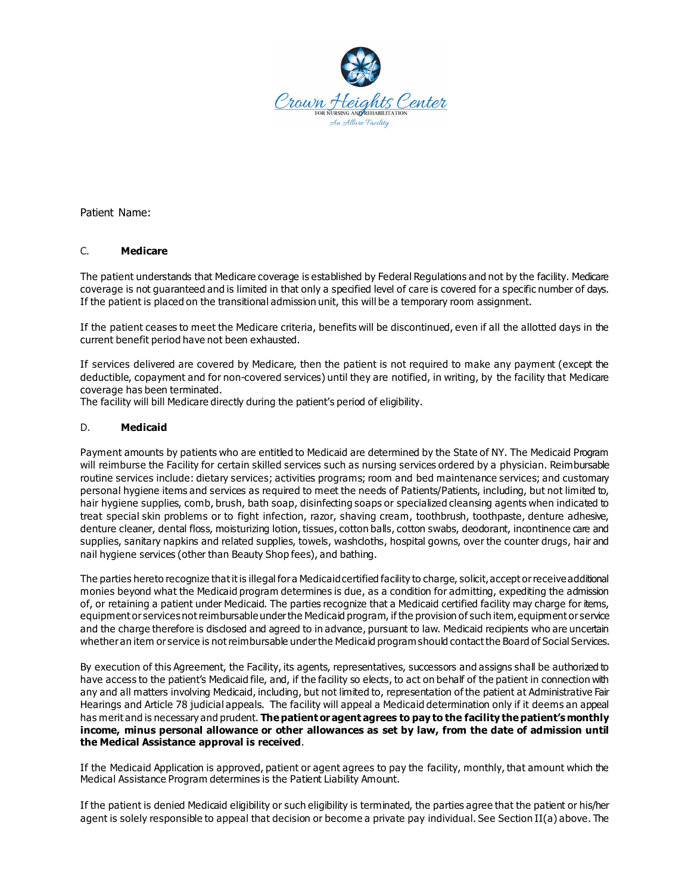Patient Name:

C. **Medicare**

The patient understands that Medicare coverage is established by Federal Regulations and not by the facility. Medicare coverage is not guaranteed and is limited in that only a specified level of care is covered for a specific number of days. If the patient is placed on the transitional admission unit, this will be a temporary room assignment.

If the patient ceases to meet the Medicare criteria, benefits will be discontinued, even if all the allotted days in the current benefit period have not been exhausted.

If services delivered are covered by Medicare, then the patient is not required to make any payment (except the deductible, copayment and for non-covered services) until they are notified, in writing, by the facility that Medicare coverage has been terminated.
The facility will bill Medicare directly during the patient's period of eligibility.

D. **Medicaid**

Payment amounts by patients who are entitled to Medicaid are determined by the State of NY. The Medicaid Program will reimburse the Facility for certain skilled services such as nursing services ordered by a physician. Reimbursable routine services include: dietary services; activities programs; room and bed maintenance services; and customary personal hygiene items and services as required to meet the needs of Patients/Patients, including, but not limited to, hair hygiene supplies, comb, brush, bath soap, disinfecting soaps or specialized cleansing agents when indicated to treat special skin problems or to fight infection, razor, shaving cream, toothbrush, toothpaste, denture adhesive, denture cleaner, dental floss, moisturizing lotion, tissues, cotton balls, cotton swabs, deodorant, incontinence care and supplies, sanitary napkins and related supplies, towels, washcloths, hospital gowns, over the counter drugs, hair and nail hygiene services (other than Beauty Shop fees), and bathing.

The parties hereto recognize that it is illegal for a Medicaid certified facility to charge, solicit, accept or receive additional monies beyond what the Medicaid program determines is due, as a condition for admitting, expediting the admission of, or retaining a patient under Medicaid. The parties recognize that a Medicaid certified facility may charge for items, equipment or services not reimbursable under the Medicaid program, if the provision of such item, equipment or service and the charge therefore is disclosed and agreed to in advance, pursuant to law. Medicaid recipients who are uncertain whether an item or service is not reimbursable under the Medicaid program should contact the Board of Social Services.

By execution of this Agreement, the Facility, its agents, representatives, successors and assigns shall be authorized to have access to the patient's Medicaid file, and, if the facility so elects, to act on behalf of the patient in connection with any and all matters involving Medicaid, including, but not limited to, representation of the patient at Administrative Fair Hearings and Article 78 judicial appeals. The facility will appeal a Medicaid determination only if it deems an appeal has merit and is necessary and prudent. **The patient or agent agrees to pay to the facility the patient's monthly income, minus personal allowance or other allowances as set by law, from the date of admission until the Medical Assistance approval is received**.

If the Medicaid Application is approved, patient or agent agrees to pay the facility, monthly, that amount which the Medical Assistance Program determines is the Patient Liability Amount.

If the patient is denied Medicaid eligibility or such eligibility is terminated, the parties agree that the patient or his/her agent is solely responsible to appeal that decision or become a private pay individual. See Section II(a) above. The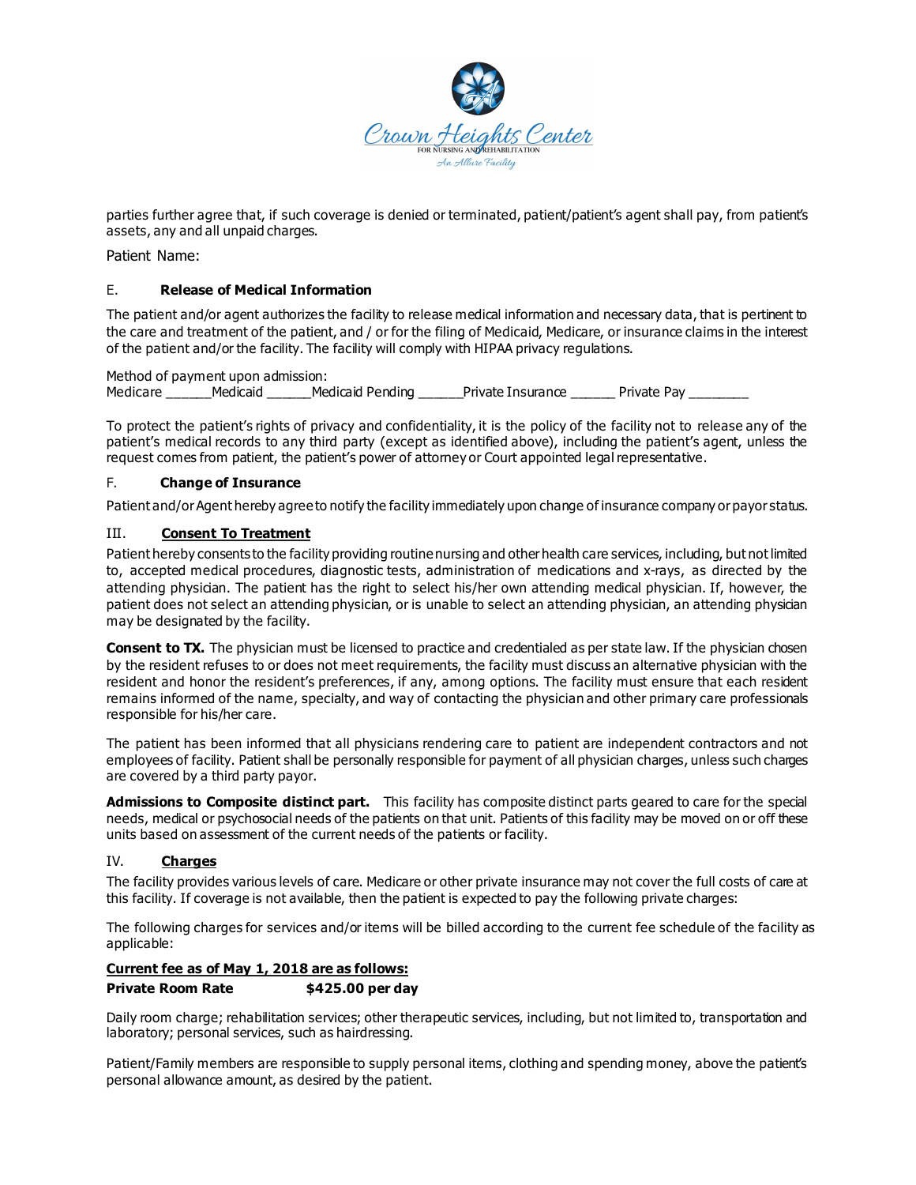parties further agree that, if such coverage is denied or terminated, patient/patient's agent shall pay, from patient's assets, any and all unpaid charges.

Patient Name:

E. **Release of Medical Information**

The patient and/or agent authorizes the facility to release medical information and necessary data, that is pertinent to the care and treatment of the patient, and / or for the filing of Medicaid, Medicare, or insurance claims in the interest of the patient and/or the facility. The facility will comply with HIPAA privacy regulations.

Method of payment upon admission:
Medicare ______Medicaid ______Medicaid Pending ______Private Insurance ______ Private Pay ________

To protect the patient's rights of privacy and confidentiality, it is the policy of the facility not to release any of the patient's medical records to any third party (except as identified above), including the patient's agent, unless the request comes from patient, the patient's power of attorney or Court appointed legal representative.

F. **Change of Insurance**

Patient and/or Agent hereby agree to notify the facility immediately upon change of insurance company or payor status.

III. **Consent To Treatment**

Patient hereby consents to the facility providing routine nursing and other health care services, including, but not limited to, accepted medical procedures, diagnostic tests, administration of medications and x-rays, as directed by the attending physician. The patient has the right to select his/her own attending medical physician. If, however, the patient does not select an attending physician, or is unable to select an attending physician, an attending physician may be designated by the facility.

**Consent to TX.** The physician must be licensed to practice and credentialed as per state law. If the physician chosen by the resident refuses to or does not meet requirements, the facility must discuss an alternative physician with the resident and honor the resident's preferences, if any, among options. The facility must ensure that each resident remains informed of the name, specialty, and way of contacting the physician and other primary care professionals responsible for his/her care.

The patient has been informed that all physicians rendering care to patient are independent contractors and not employees of facility. Patient shall be personally responsible for payment of all physician charges, unless such charges are covered by a third party payor.

**Admissions to Composite distinct part.** This facility has composite distinct parts geared to care for the special needs, medical or psychosocial needs of the patients on that unit. Patients of this facility may be moved on or off these units based on assessment of the current needs of the patients or facility.

IV. **Charges**

The facility provides various levels of care. Medicare or other private insurance may not cover the full costs of care at this facility. If coverage is not available, then the patient is expected to pay the following private charges:

The following charges for services and/or items will be billed according to the current fee schedule of the facility as applicable:

**Current fee as of May 1, 2018 are as follows:**

**Private Room Rate $425.00 per day**

Daily room charge; rehabilitation services; other therapeutic services, including, but not limited to, transportation and laboratory; personal services, such as hairdressing.

Patient/Family members are responsible to supply personal items, clothing and spending money, above the patient's personal allowance amount, as desired by the patient.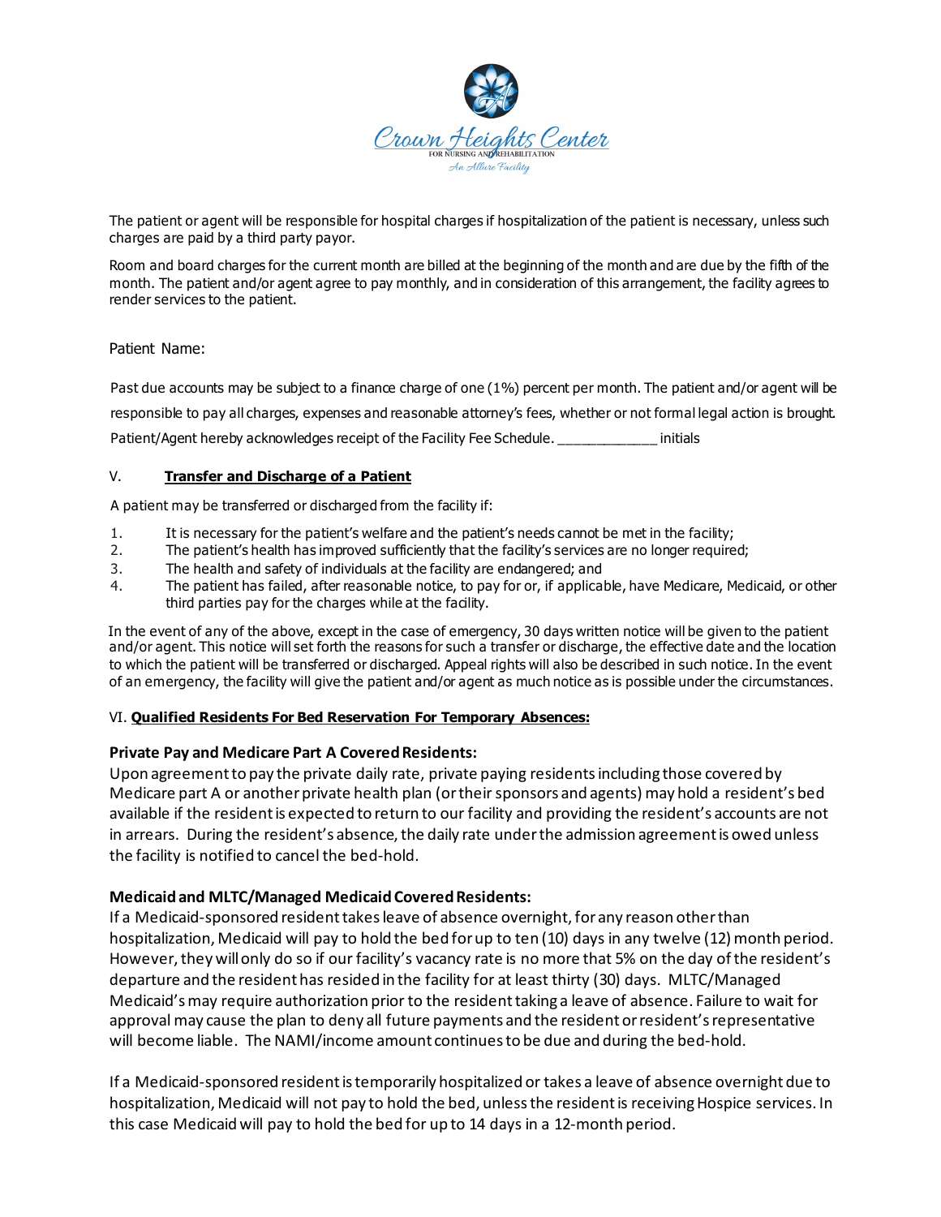The patient or agent will be responsible for hospital charges if hospitalization of the patient is necessary, unless such charges are paid by a third party payor.

Room and board charges for the current month are billed at the beginning of the month and are due by the fifth of the month. The patient and/or agent agree to pay monthly, and in consideration of this arrangement, the facility agrees to render services to the patient.

Patient Name:

Past due accounts may be subject to a finance charge of one (1%) percent per month. The patient and/or agent will be responsible to pay all charges, expenses and reasonable attorney's fees, whether or not formal legal action is brought. Patient/Agent hereby acknowledges receipt of the Facility Fee Schedule. _____________ initials

## V. **Transfer and Discharge of a Patient**

A patient may be transferred or discharged from the facility if:

1. It is necessary for the patient's welfare and the patient's needs cannot be met in the facility;
2. The patient's health has improved sufficiently that the facility's services are no longer required;
3. The health and safety of individuals at the facility are endangered; and
4. The patient has failed, after reasonable notice, to pay for or, if applicable, have Medicare, Medicaid, or other third parties pay for the charges while at the facility.

In the event of any of the above, except in the case of emergency, 30 days written notice will be given to the patient and/or agent. This notice will set forth the reasons for such a transfer or discharge, the effective date and the location to which the patient will be transferred or discharged. Appeal rights will also be described in such notice. In the event of an emergency, the facility will give the patient and/or agent as much notice as is possible under the circumstances.

## VI. **Qualified Residents For Bed Reservation For Temporary Absences:**

### Private Pay and Medicare Part A Covered Residents:

Upon agreement to pay the private daily rate, private paying residents including those covered by Medicare part A or another private health plan (or their sponsors and agents) may hold a resident's bed available if the resident is expected to return to our facility and providing the resident's accounts are not in arrears. During the resident's absence, the daily rate under the admission agreement is owed unless the facility is notified to cancel the bed-hold.

### Medicaid and MLTC/Managed Medicaid Covered Residents:

If a Medicaid-sponsored resident takes leave of absence overnight, for any reason other than hospitalization, Medicaid will pay to hold the bed for up to ten (10) days in any twelve (12) month period. However, they will only do so if our facility's vacancy rate is no more that 5% on the day of the resident's departure and the resident has resided in the facility for at least thirty (30) days. MLTC/Managed Medicaid's may require authorization prior to the resident taking a leave of absence. Failure to wait for approval may cause the plan to deny all future payments and the resident or resident's representative will become liable. The NAMI/income amount continues to be due and during the bed-hold.

If a Medicaid-sponsored resident is temporarily hospitalized or takes a leave of absence overnight due to hospitalization, Medicaid will not pay to hold the bed, unless the resident is receiving Hospice services. In this case Medicaid will pay to hold the bed for up to 14 days in a 12-month period.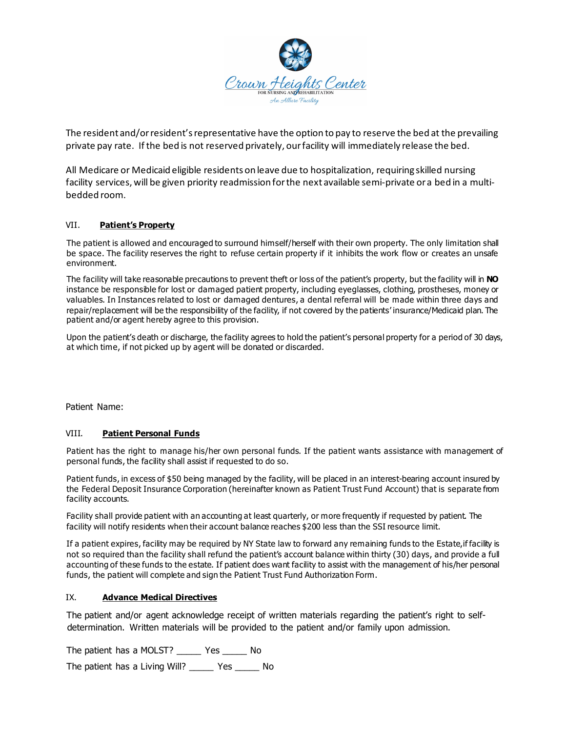The resident and/or resident's representative have the option to pay to reserve the bed at the prevailing private pay rate. If the bed is not reserved privately, our facility will immediately release the bed.

All Medicare or Medicaid eligible residents on leave due to hospitalization, requiring skilled nursing facility services, will be given priority readmission for the next available semi-private or a bed in a multi-bedded room.

## VII. **Patient's Property**

The patient is allowed and encouraged to surround himself/herself with their own property. The only limitation shall be space. The facility reserves the right to refuse certain property if it inhibits the work flow or creates an unsafe environment.

The facility will take reasonable precautions to prevent theft or loss of the patient's property, but the facility will in **NO** instance be responsible for lost or damaged patient property, including eyeglasses, clothing, prostheses, money or valuables. In Instances related to lost or damaged dentures, a dental referral will be made within three days and repair/replacement will be the responsibility of the facility, if not covered by the patients' insurance/Medicaid plan. The patient and/or agent hereby agree to this provision.

Upon the patient's death or discharge, the facility agrees to hold the patient's personal property for a period of 30 days, at which time, if not picked up by agent will be donated or discarded.

Patient Name:

## VIII. **Patient Personal Funds**

Patient has the right to manage his/her own personal funds. If the patient wants assistance with management of personal funds, the facility shall assist if requested to do so.

Patient funds, in excess of $50 being managed by the facility, will be placed in an interest-bearing account insured by the Federal Deposit Insurance Corporation (hereinafter known as Patient Trust Fund Account) that is separate from facility accounts.

Facility shall provide patient with an accounting at least quarterly, or more frequently if requested by patient. The facility will notify residents when their account balance reaches $200 less than the SSI resource limit.

If a patient expires, facility may be required by NY State law to forward any remaining funds to the Estate, if facility is not so required than the facility shall refund the patient's account balance within thirty (30) days, and provide a full accounting of these funds to the estate. If patient does want facility to assist with the management of his/her personal funds, the patient will complete and sign the Patient Trust Fund Authorization Form.

## IX. **Advance Medical Directives**

The patient and/or agent acknowledge receipt of written materials regarding the patient's right to self-determination. Written materials will be provided to the patient and/or family upon admission.

The patient has a MOLST? _____ Yes _____ No

The patient has a Living Will? _____ Yes _____ No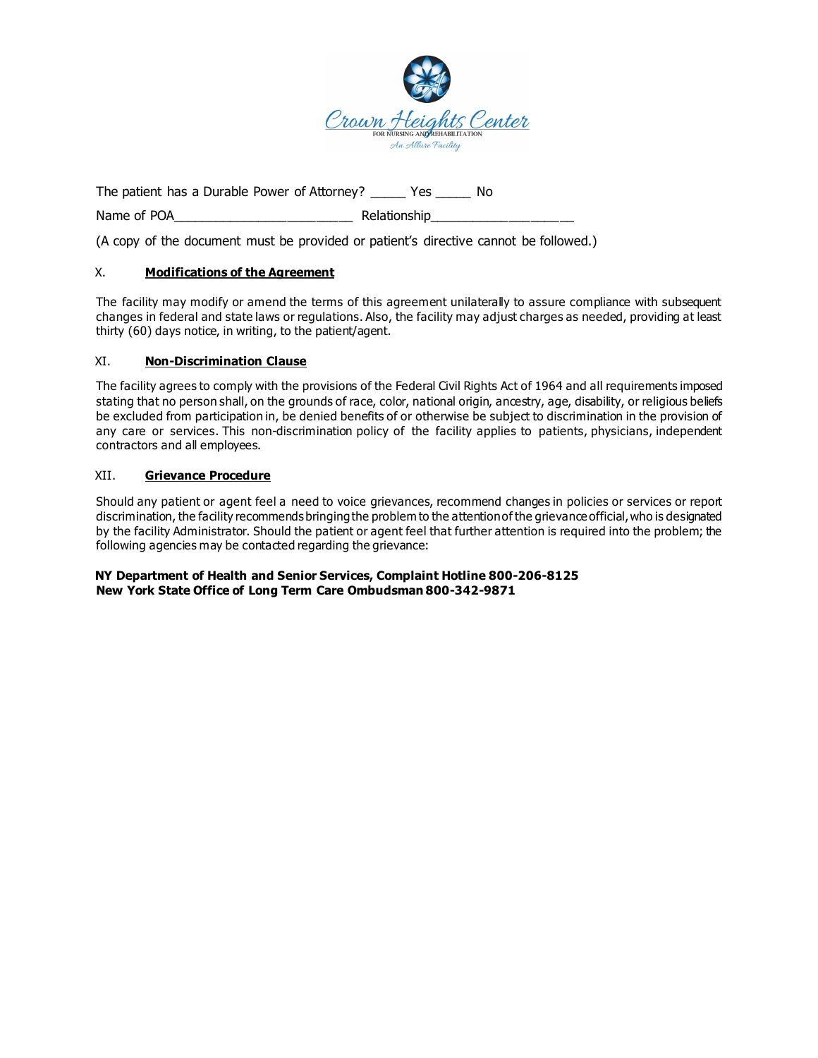The patient has a Durable Power of Attorney? _____ Yes _____ No

Name of POA________________________ Relationship___________________

(A copy of the document must be provided or patient's directive cannot be followed.)

## X. **Modifications of the Agreement**

The facility may modify or amend the terms of this agreement unilaterally to assure compliance with subsequent changes in federal and state laws or regulations. Also, the facility may adjust charges as needed, providing at least thirty (60) days notice, in writing, to the patient/agent.

## XI. **Non-Discrimination Clause**

The facility agrees to comply with the provisions of the Federal Civil Rights Act of 1964 and all requirements imposed stating that no person shall, on the grounds of race, color, national origin, ancestry, age, disability, or religious beliefs be excluded from participation in, be denied benefits of or otherwise be subject to discrimination in the provision of any care or services. This non-discrimination policy of the facility applies to patients, physicians, independent contractors and all employees.

## XII. **Grievance Procedure**

Should any patient or agent feel a need to voice grievances, recommend changes in policies or services or report discrimination, the facility recommends bringing the problem to the attention of the grievance official, who is designated by the facility Administrator. Should the patient or agent feel that further attention is required into the problem; the following agencies may be contacted regarding the grievance:

**NY Department of Health and Senior Services, Complaint Hotline 800-206-8125**
**New York State Office of Long Term Care Ombudsman 800-342-9871**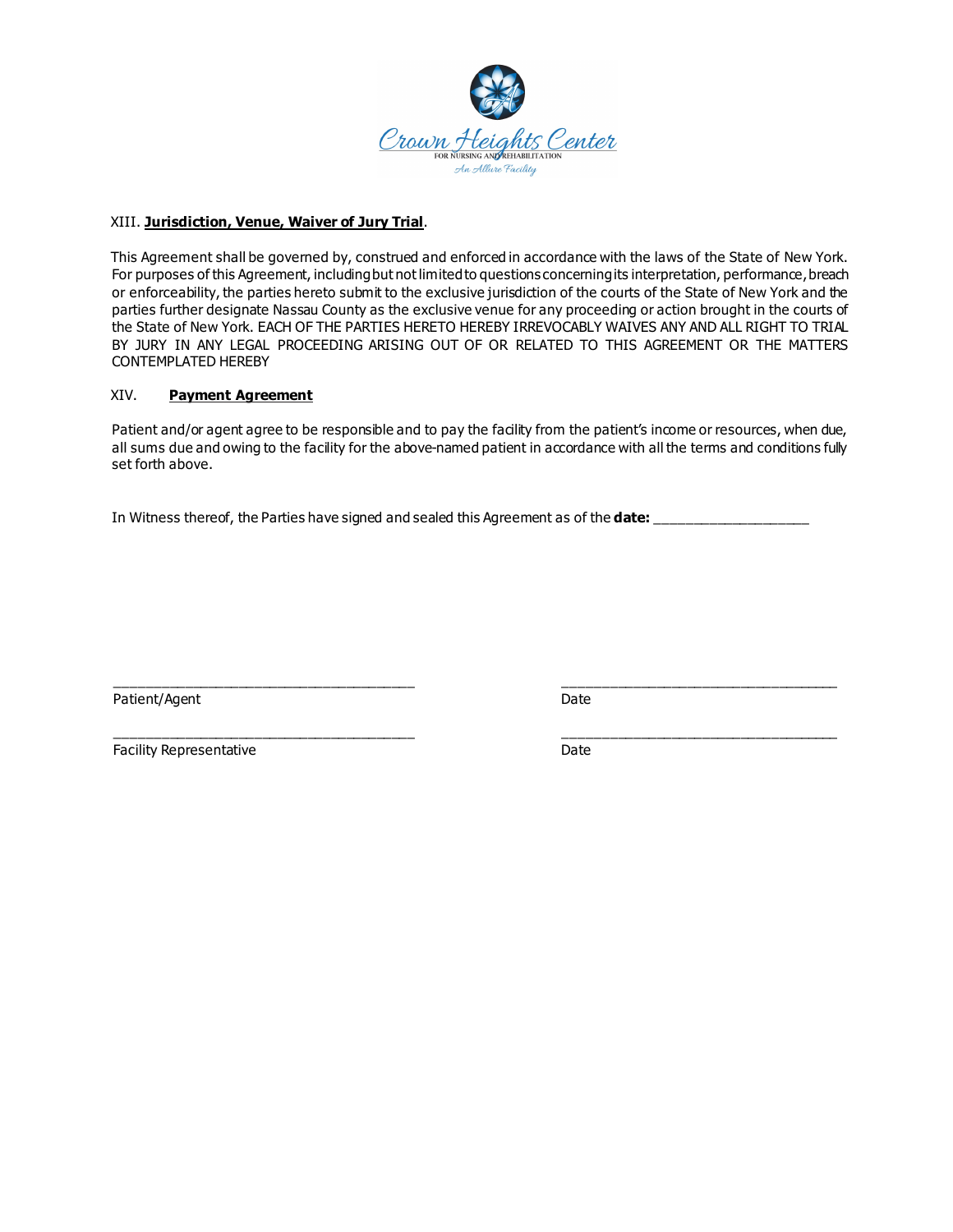XIII. **Jurisdiction, Venue, Waiver of Jury Trial**.

This Agreement shall be governed by, construed and enforced in accordance with the laws of the State of New York. For purposes of this Agreement, including but not limited to questions concerning its interpretation, performance, breach or enforceability, the parties hereto submit to the exclusive jurisdiction of the courts of the State of New York and the parties further designate Nassau County as the exclusive venue for any proceeding or action brought in the courts of the State of New York. EACH OF THE PARTIES HERETO HEREBY IRREVOCABLY WAIVES ANY AND ALL RIGHT TO TRIAL BY JURY IN ANY LEGAL PROCEEDING ARISING OUT OF OR RELATED TO THIS AGREEMENT OR THE MATTERS CONTEMPLATED HEREBY

XIV. **Payment Agreement**

Patient and/or agent agree to be responsible and to pay the facility from the patient's income or resources, when due, all sums due and owing to the facility for the above-named patient in accordance with all the terms and conditions fully set forth above.

In Witness thereof, the Parties have signed and sealed this Agreement as of the **date:** ____________________

______________________________________ ______________________________________

Patient/Agent Date

______________________________________ ______________________________________

Facility Representative Date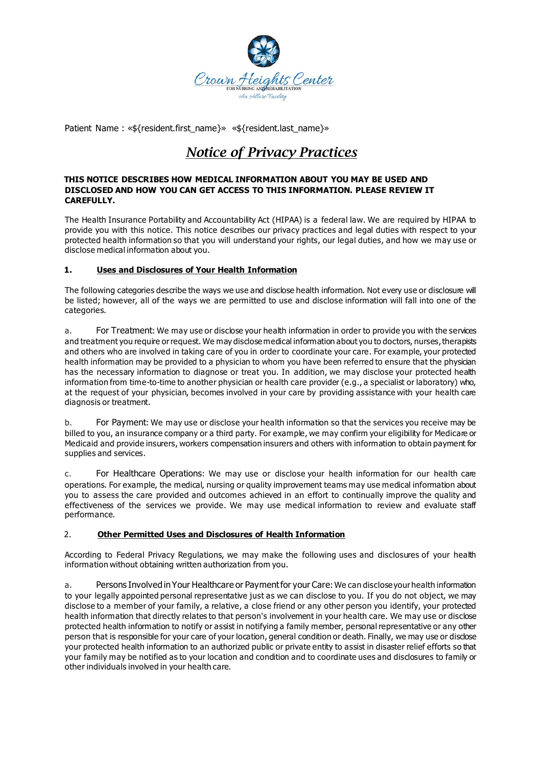Patient Name : «${resident.first_name}» «${resident.last_name}»

# *Notice of Privacy Practices*

**THIS NOTICE DESCRIBES HOW MEDICAL INFORMATION ABOUT YOU MAY BE USED AND DISCLOSED AND HOW YOU CAN GET ACCESS TO THIS INFORMATION. PLEASE REVIEW IT CAREFULLY.**

The Health Insurance Portability and Accountability Act (HIPAA) is a federal law. We are required by HIPAA to provide you with this notice. This notice describes our privacy practices and legal duties with respect to your protected health information so that you will understand your rights, our legal duties, and how we may use or disclose medical information about you.

## 1. Uses and Disclosures of Your Health Information

The following categories describe the ways we use and disclose health information. Not every use or disclosure will be listed; however, all of the ways we are permitted to use and disclose information will fall into one of the categories.

a. For Treatment: We may use or disclose your health information in order to provide you with the services and treatment you require or request. We may disclose medical information about you to doctors, nurses, therapists and others who are involved in taking care of you in order to coordinate your care. For example, your protected health information may be provided to a physician to whom you have been referred to ensure that the physician has the necessary information to diagnose or treat you. In addition, we may disclose your protected health information from time-to-time to another physician or health care provider (e.g., a specialist or laboratory) who, at the request of your physician, becomes involved in your care by providing assistance with your health care diagnosis or treatment.

b. For Payment: We may use or disclose your health information so that the services you receive may be billed to you, an insurance company or a third party. For example, we may confirm your eligibility for Medicare or Medicaid and provide insurers, workers compensation insurers and others with information to obtain payment for supplies and services.

c. For Healthcare Operations: We may use or disclose your health information for our health care operations. For example, the medical, nursing or quality improvement teams may use medical information about you to assess the care provided and outcomes achieved in an effort to continually improve the quality and effectiveness of the services we provide. We may use medical information to review and evaluate staff performance.

## 2. Other Permitted Uses and Disclosures of Health Information

According to Federal Privacy Regulations, we may make the following uses and disclosures of your health information without obtaining written authorization from you.

a. Persons Involved in Your Healthcare or Payment for your Care: We can disclose your health information to your legally appointed personal representative just as we can disclose to you. If you do not object, we may disclose to a member of your family, a relative, a close friend or any other person you identify, your protected health information that directly relates to that person's involvement in your health care. We may use or disclose protected health information to notify or assist in notifying a family member, personal representative or any other person that is responsible for your care of your location, general condition or death. Finally, we may use or disclose your protected health information to an authorized public or private entity to assist in disaster relief efforts so that your family may be notified as to your location and condition and to coordinate uses and disclosures to family or other individuals involved in your health care.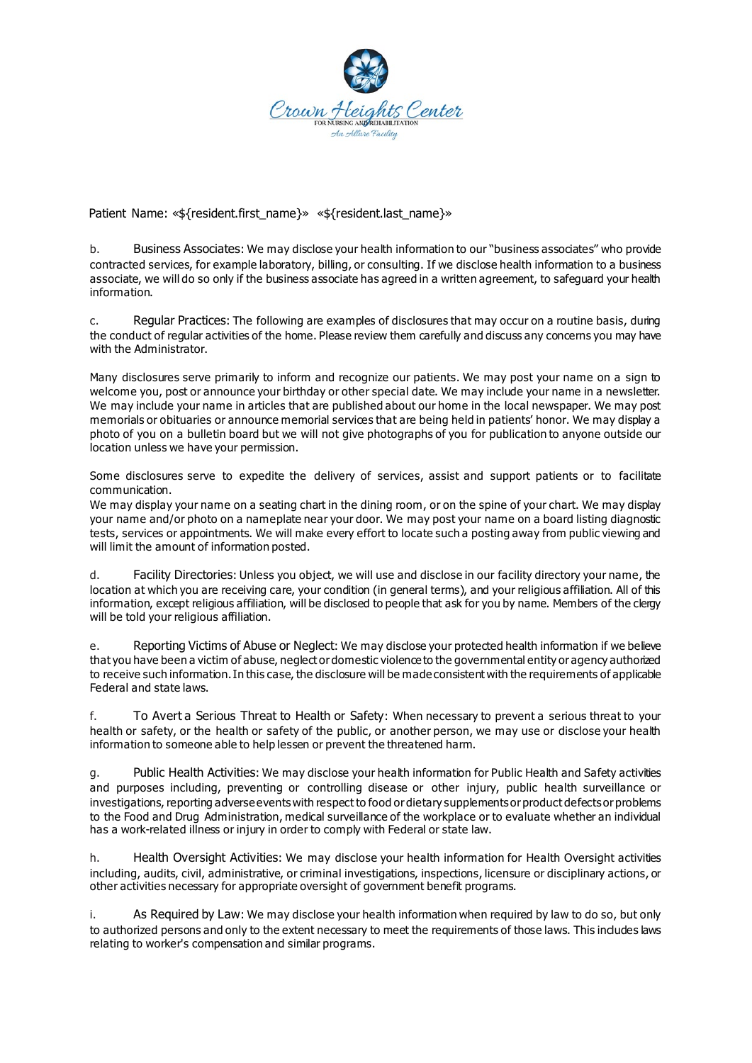Patient Name: «${resident.first_name}» «${resident.last_name}»

b. Business Associates: We may disclose your health information to our "business associates" who provide contracted services, for example laboratory, billing, or consulting. If we disclose health information to a business associate, we will do so only if the business associate has agreed in a written agreement, to safeguard your health information.

c. Regular Practices: The following are examples of disclosures that may occur on a routine basis, during the conduct of regular activities of the home. Please review them carefully and discuss any concerns you may have with the Administrator.

Many disclosures serve primarily to inform and recognize our patients. We may post your name on a sign to welcome you, post or announce your birthday or other special date. We may include your name in a newsletter. We may include your name in articles that are published about our home in the local newspaper. We may post memorials or obituaries or announce memorial services that are being held in patients' honor. We may display a photo of you on a bulletin board but we will not give photographs of you for publication to anyone outside our location unless we have your permission.

Some disclosures serve to expedite the delivery of services, assist and support patients or to facilitate communication.
We may display your name on a seating chart in the dining room, or on the spine of your chart. We may display your name and/or photo on a nameplate near your door. We may post your name on a board listing diagnostic tests, services or appointments. We will make every effort to locate such a posting away from public viewing and will limit the amount of information posted.

d. Facility Directories: Unless you object, we will use and disclose in our facility directory your name, the location at which you are receiving care, your condition (in general terms), and your religious affiliation. All of this information, except religious affiliation, will be disclosed to people that ask for you by name. Members of the clergy will be told your religious affiliation.

e. Reporting Victims of Abuse or Neglect: We may disclose your protected health information if we believe that you have been a victim of abuse, neglect or domestic violence to the governmental entity or agency authorized to receive such information. In this case, the disclosure will be made consistent with the requirements of applicable Federal and state laws.

f. To Avert a Serious Threat to Health or Safety: When necessary to prevent a serious threat to your health or safety, or the health or safety of the public, or another person, we may use or disclose your health information to someone able to help lessen or prevent the threatened harm.

g. Public Health Activities: We may disclose your health information for Public Health and Safety activities and purposes including, preventing or controlling disease or other injury, public health surveillance or investigations, reporting adverse events with respect to food or dietary supplements or product defects or problems to the Food and Drug Administration, medical surveillance of the workplace or to evaluate whether an individual has a work-related illness or injury in order to comply with Federal or state law.

h. Health Oversight Activities: We may disclose your health information for Health Oversight activities including, audits, civil, administrative, or criminal investigations, inspections, licensure or disciplinary actions, or other activities necessary for appropriate oversight of government benefit programs.

i. As Required by Law: We may disclose your health information when required by law to do so, but only to authorized persons and only to the extent necessary to meet the requirements of those laws. This includes laws relating to worker's compensation and similar programs.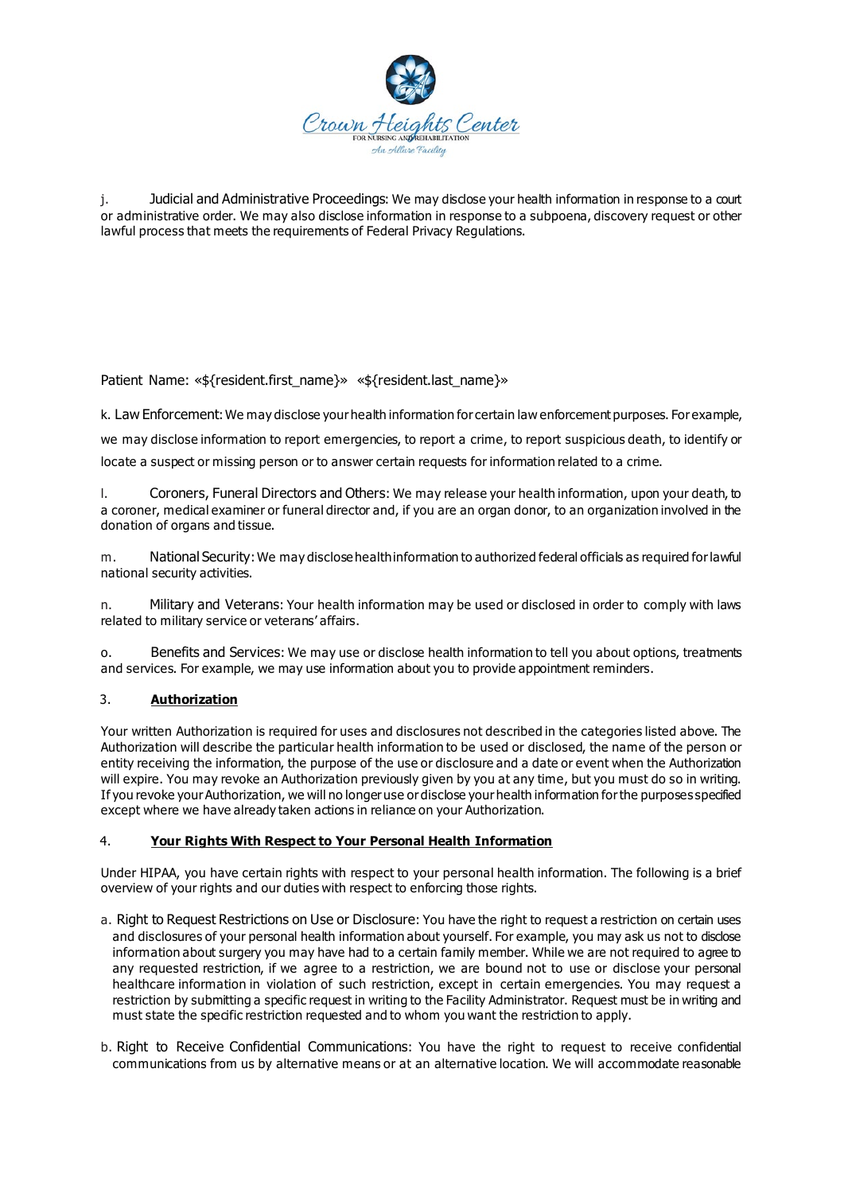j. Judicial and Administrative Proceedings: We may disclose your health information in response to a court or administrative order. We may also disclose information in response to a subpoena, discovery request or other lawful process that meets the requirements of Federal Privacy Regulations.

Patient Name: «${resident.first_name}» «${resident.last_name}»

k. Law Enforcement: We may disclose your health information for certain law enforcement purposes. For example, we may disclose information to report emergencies, to report a crime, to report suspicious death, to identify or locate a suspect or missing person or to answer certain requests for information related to a crime.

l. Coroners, Funeral Directors and Others: We may release your health information, upon your death, to a coroner, medical examiner or funeral director and, if you are an organ donor, to an organization involved in the donation of organs and tissue.

m. National Security: We may disclose health information to authorized federal officials as required for lawful national security activities.

n. Military and Veterans: Your health information may be used or disclosed in order to comply with laws related to military service or veterans' affairs.

o. Benefits and Services: We may use or disclose health information to tell you about options, treatments and services. For example, we may use information about you to provide appointment reminders.

3. **Authorization**

Your written Authorization is required for uses and disclosures not described in the categories listed above. The Authorization will describe the particular health information to be used or disclosed, the name of the person or entity receiving the information, the purpose of the use or disclosure and a date or event when the Authorization will expire. You may revoke an Authorization previously given by you at any time, but you must do so in writing. If you revoke your Authorization, we will no longer use or disclose your health information for the purposes specified except where we have already taken actions in reliance on your Authorization.

4. **Your Rights With Respect to Your Personal Health Information**

Under HIPAA, you have certain rights with respect to your personal health information. The following is a brief overview of your rights and our duties with respect to enforcing those rights.

a. Right to Request Restrictions on Use or Disclosure: You have the right to request a restriction on certain uses and disclosures of your personal health information about yourself. For example, you may ask us not to disclose information about surgery you may have had to a certain family member. While we are not required to agree to any requested restriction, if we agree to a restriction, we are bound not to use or disclose your personal healthcare information in violation of such restriction, except in certain emergencies. You may request a restriction by submitting a specific request in writing to the Facility Administrator. Request must be in writing and must state the specific restriction requested and to whom you want the restriction to apply.

b. Right to Receive Confidential Communications: You have the right to request to receive confidential communications from us by alternative means or at an alternative location. We will accommodate reasonable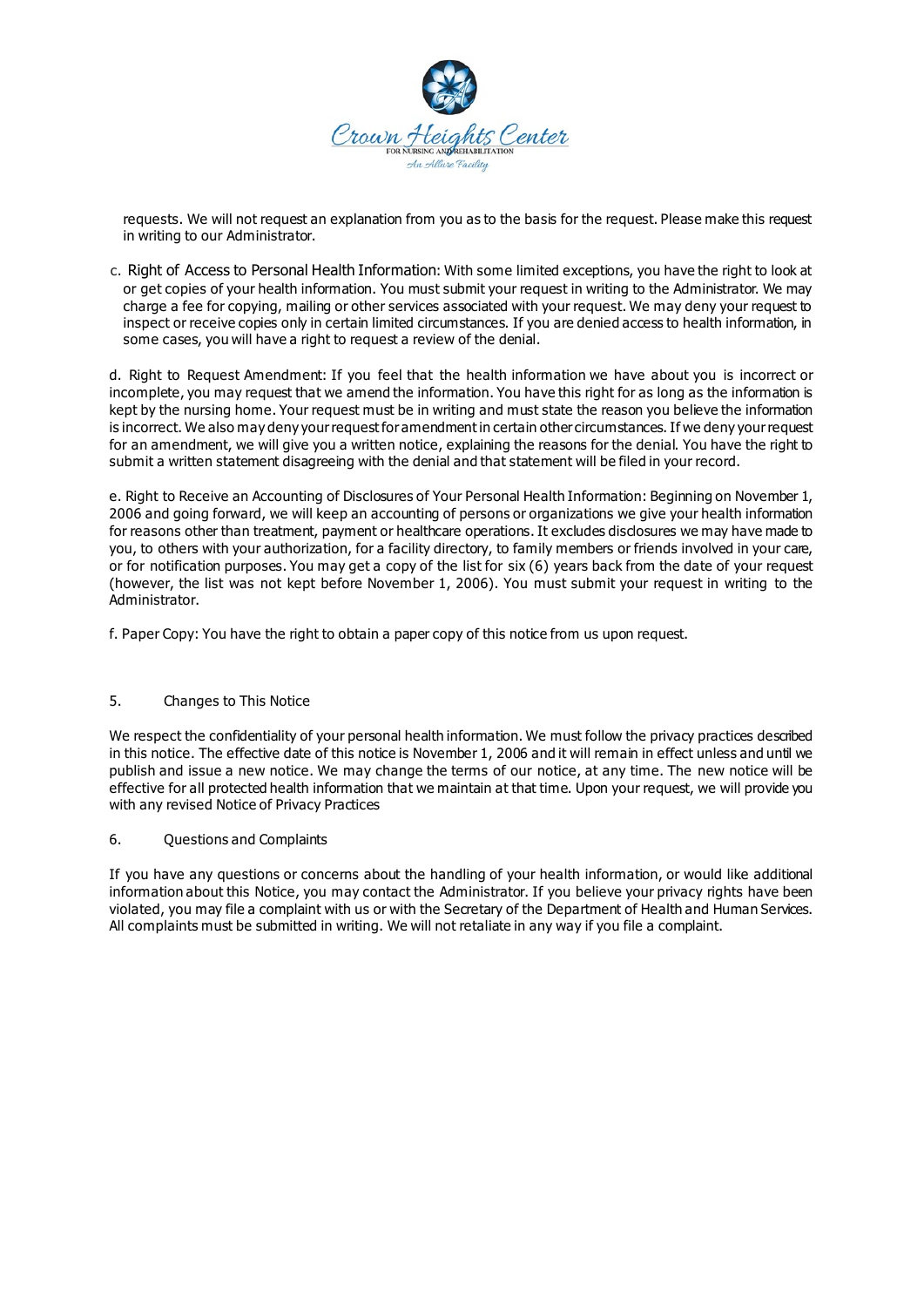requests. We will not request an explanation from you as to the basis for the request. Please make this request in writing to our Administrator.

c. Right of Access to Personal Health Information: With some limited exceptions, you have the right to look at or get copies of your health information. You must submit your request in writing to the Administrator. We may charge a fee for copying, mailing or other services associated with your request. We may deny your request to inspect or receive copies only in certain limited circumstances. If you are denied access to health information, in some cases, you will have a right to request a review of the denial.

d. Right to Request Amendment: If you feel that the health information we have about you is incorrect or incomplete, you may request that we amend the information. You have this right for as long as the information is kept by the nursing home. Your request must be in writing and must state the reason you believe the information is incorrect. We also may deny your request for amendment in certain other circumstances. If we deny your request for an amendment, we will give you a written notice, explaining the reasons for the denial. You have the right to submit a written statement disagreeing with the denial and that statement will be filed in your record.

e. Right to Receive an Accounting of Disclosures of Your Personal Health Information: Beginning on November 1, 2006 and going forward, we will keep an accounting of persons or organizations we give your health information for reasons other than treatment, payment or healthcare operations. It excludes disclosures we may have made to you, to others with your authorization, for a facility directory, to family members or friends involved in your care, or for notification purposes. You may get a copy of the list for six (6) years back from the date of your request (however, the list was not kept before November 1, 2006). You must submit your request in writing to the Administrator.

f. Paper Copy: You have the right to obtain a paper copy of this notice from us upon request.

## 5. Changes to This Notice

We respect the confidentiality of your personal health information. We must follow the privacy practices described in this notice. The effective date of this notice is November 1, 2006 and it will remain in effect unless and until we publish and issue a new notice. We may change the terms of our notice, at any time. The new notice will be effective for all protected health information that we maintain at that time. Upon your request, we will provide you with any revised Notice of Privacy Practices

## 6. Questions and Complaints

If you have any questions or concerns about the handling of your health information, or would like additional information about this Notice, you may contact the Administrator. If you believe your privacy rights have been violated, you may file a complaint with us or with the Secretary of the Department of Health and Human Services. All complaints must be submitted in writing. We will not retaliate in any way if you file a complaint.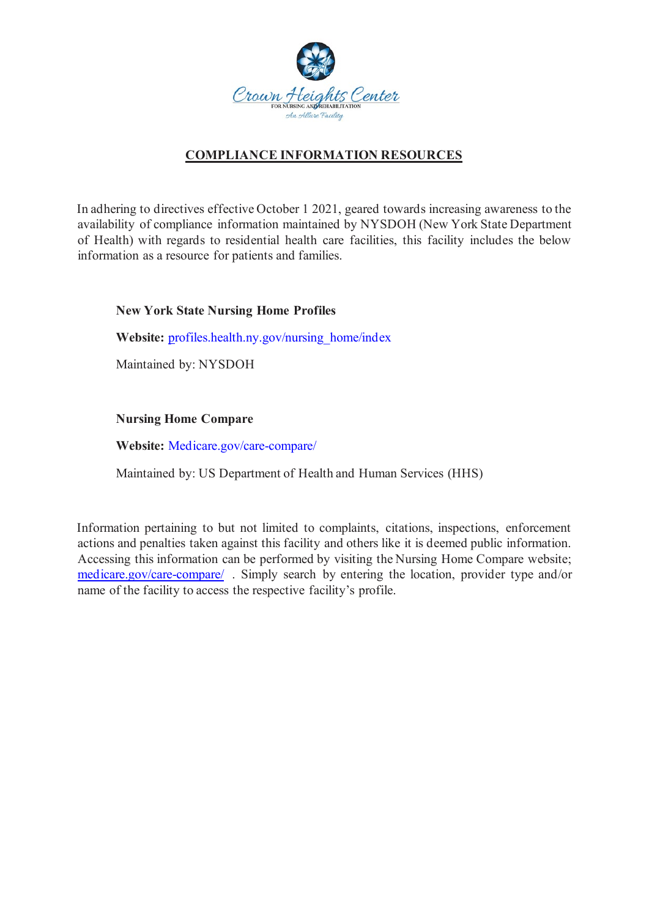Crown Heights Center

FOR NURSING AND REHABILITATION

An Allure Facility

## COMPLIANCE INFORMATION RESOURCES

In adhering to directives effective October 1 2021, geared towards increasing awareness to the availability of compliance information maintained by NYSDOH (New York State Department of Health) with regards to residential health care facilities, this facility includes the below information as a resource for patients and families.

**New York State Nursing Home Profiles**

**Website:** profiles.health.ny.gov/nursing_home/index

Maintained by: NYSDOH

**Nursing Home Compare**

**Website:** Medicare.gov/care-compare/

Maintained by: US Department of Health and Human Services (HHS)

Information pertaining to but not limited to complaints, citations, inspections, enforcement actions and penalties taken against this facility and others like it is deemed public information. Accessing this information can be performed by visiting the Nursing Home Compare website; medicare.gov/care-compare/ . Simply search by entering the location, provider type and/or name of the facility to access the respective facility's profile.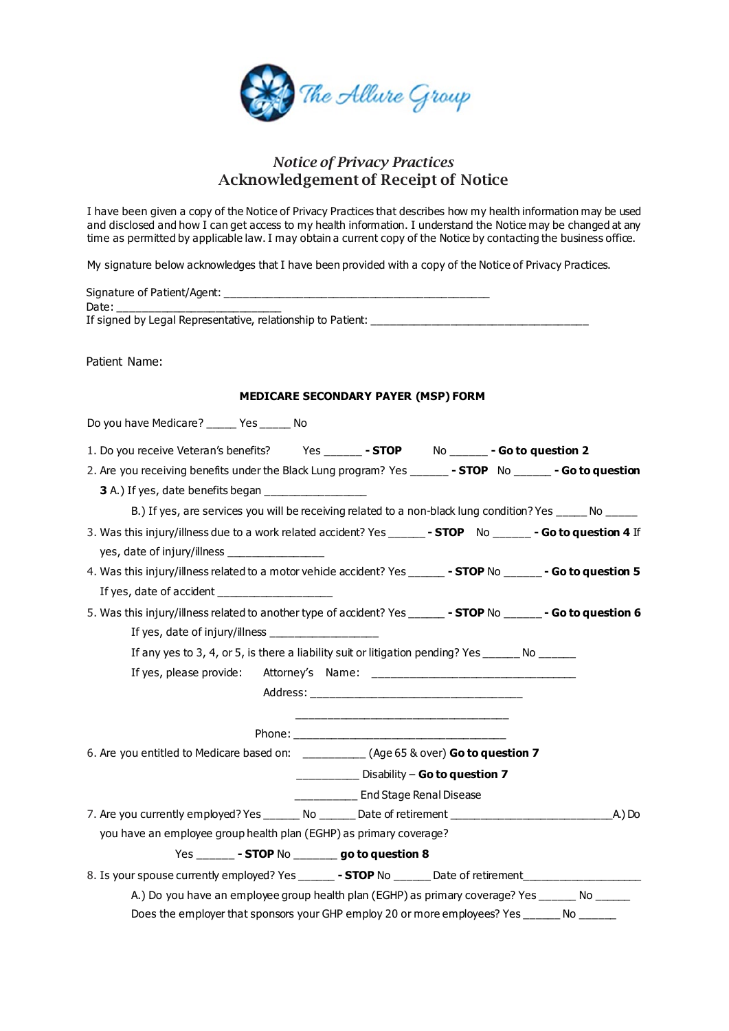The Allure Group

## *Notice of Privacy Practices*
## Acknowledgement of Receipt of Notice

I have been given a copy of the Notice of Privacy Practices that describes how my health information may be used and disclosed and how I can get access to my health information. I understand the Notice may be changed at any time as permitted by applicable law. I may obtain a current copy of the Notice by contacting the business office.

My signature below acknowledges that I have been provided with a copy of the Notice of Privacy Practices.

Signature of Patient/Agent: _____________________________________________
Date: ___________________________
If signed by Legal Representative, relationship to Patient: _____________________________________

Patient Name:

### MEDICARE SECONDARY PAYER (MSP) FORM

Do you have Medicare? _____ Yes _____ No

1. Do you receive Veteran's benefits? Yes ______ **- STOP** No ______ **- Go to question 2**
2. Are you receiving benefits under the Black Lung program? Yes ______ **- STOP** No ______ **- Go to question 3** A.) If yes, date benefits began _________________

   B.) If yes, are services you will be receiving related to a non-black lung condition? Yes _____ No _____
3. Was this injury/illness due to a work related accident? Yes ______ **- STOP** No ______ **- Go to question 4** If yes, date of injury/illness ________________
4. Was this injury/illness related to a motor vehicle accident? Yes ______ **- STOP** No ______ **- Go to question 5** If yes, date of accident ___________________
5. Was this injury/illness related to another type of accident? Yes ______ **- STOP** No ______ **- Go to question 6**

   If yes, date of injury/illness __________________

   If any yes to 3, 4, or 5, is there a liability suit or litigation pending? Yes ______ No ______

   If yes, please provide: Attorney's Name: __________________________________

   Address: ___________________________________

   ___________________________________

   Phone: ___________________________________
6. Are you entitled to Medicare based on: __________ (Age 65 & over) **Go to question 7**

   __________ Disability – **Go to question 7**

   __________ End Stage Renal Disease
7. Are you currently employed? Yes ______ No ______ Date of retirement __________________________ A.) Do you have an employee group health plan (EGHP) as primary coverage?

   Yes ______ **- STOP** No _______ **go to question 8**
8. Is your spouse currently employed? Yes ______ **- STOP** No ______ Date of retirement___________________

   A.) Do you have an employee group health plan (EGHP) as primary coverage? Yes ______ No ______

   Does the employer that sponsors your GHP employ 20 or more employees? Yes ______ No ______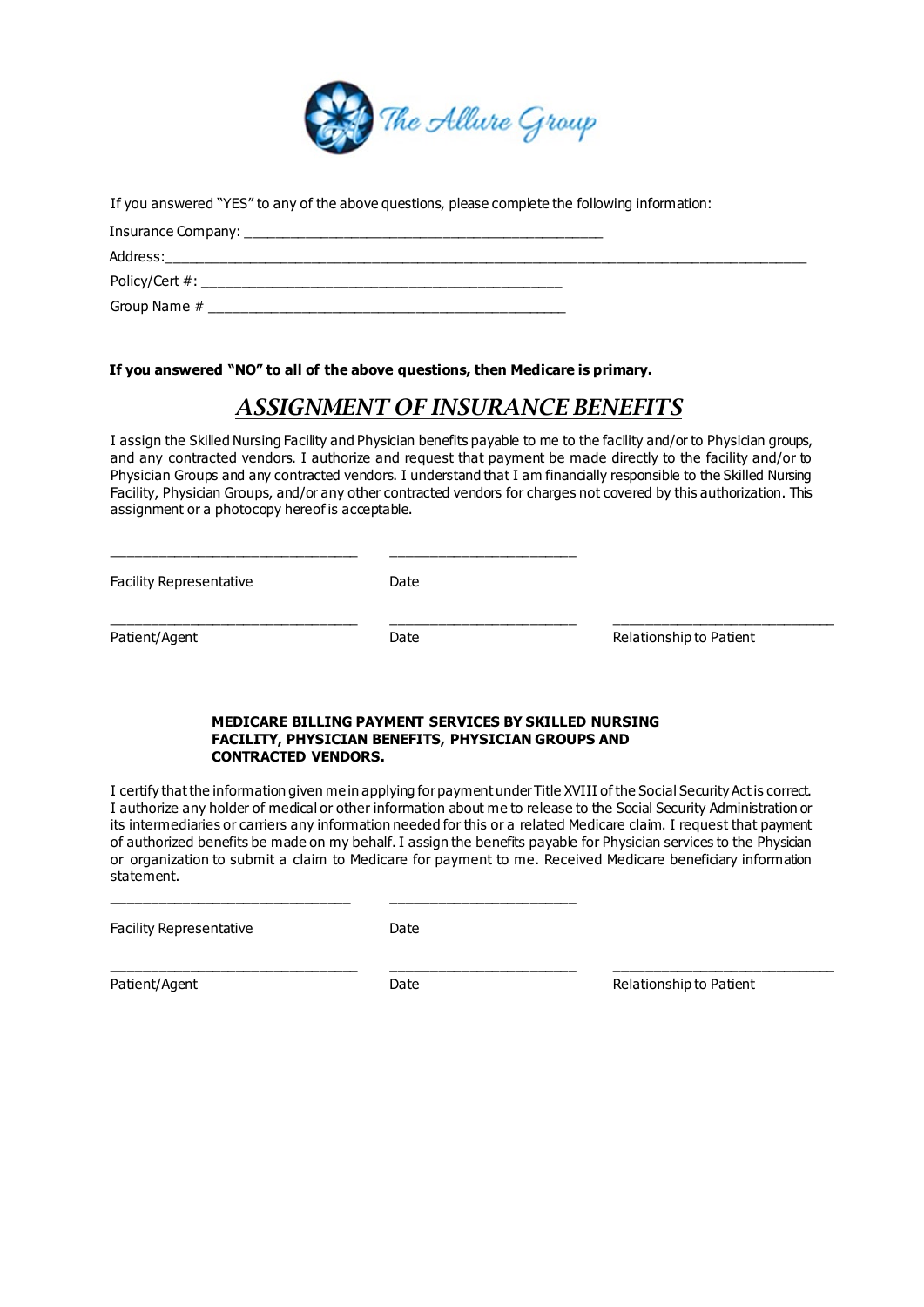If you answered "YES" to any of the above questions, please complete the following information:

Insurance Company: _______________________________________________

Address:_______________________________________________________________________________________

Policy/Cert #: _______________________________________________

Group Name # _______________________________________________

**If you answered "NO" to all of the above questions, then Medicare is primary.**

# *ASSIGNMENT OF INSURANCE BENEFITS*

I assign the Skilled Nursing Facility and Physician benefits payable to me to the facility and/or to Physician groups, and any contracted vendors. I authorize and request that payment be made directly to the facility and/or to Physician Groups and any contracted vendors. I understand that I am financially responsible to the Skilled Nursing Facility, Physician Groups, and/or any other contracted vendors for charges not covered by this authorization. This assignment or a photocopy hereof is acceptable.

| _______________________________ | _________________________ | |
|---|---|---|
| Facility Representative | Date | |
| _______________________________ | _________________________ | _____________________________ |
| Patient/Agent | Date | Relationship to Patient |

**MEDICARE BILLING PAYMENT SERVICES BY SKILLED NURSING FACILITY, PHYSICIAN BENEFITS, PHYSICIAN GROUPS AND CONTRACTED VENDORS.**

I certify that the information given me in applying for payment under Title XVIII of the Social Security Act is correct. I authorize any holder of medical or other information about me to release to the Social Security Administration or its intermediaries or carriers any information needed for this or a related Medicare claim. I request that payment of authorized benefits be made on my behalf. I assign the benefits payable for Physician services to the Physician or organization to submit a claim to Medicare for payment to me. Received Medicare beneficiary information statement.

| _______________________________ | _________________________ | |
|---|---|---|
| Facility Representative | Date | |
| _______________________________ | _________________________ | _____________________________ |
| Patient/Agent | Date | Relationship to Patient |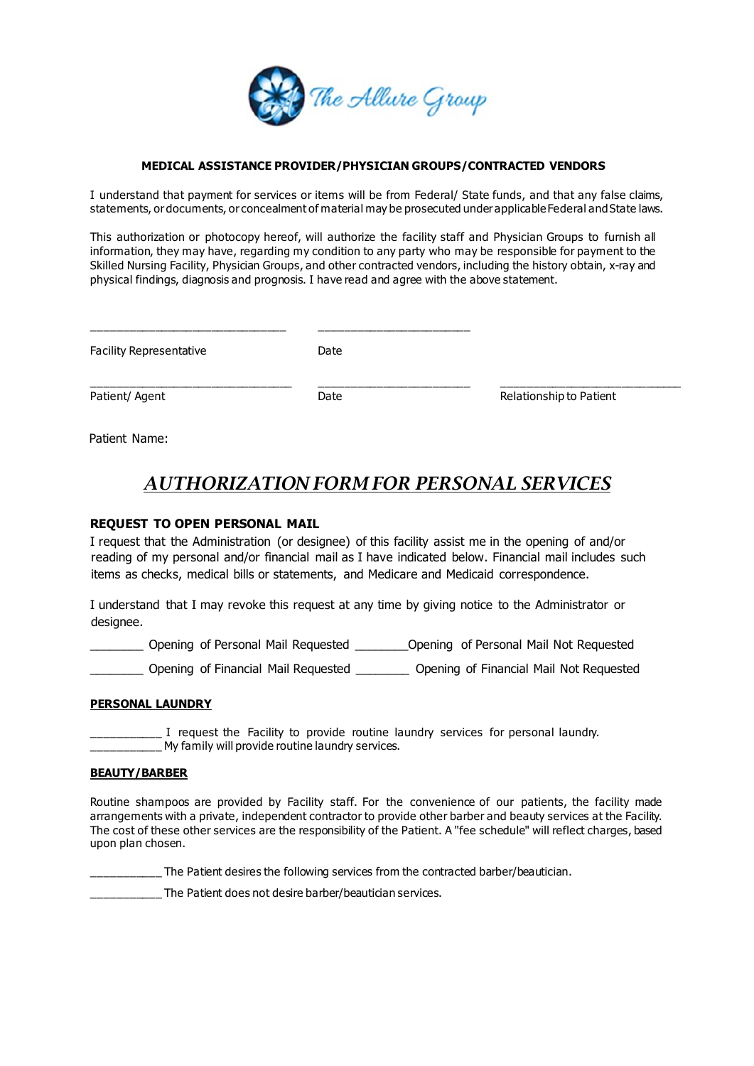The Allure Group

**MEDICAL ASSISTANCE PROVIDER/PHYSICIAN GROUPS/CONTRACTED VENDORS**

I understand that payment for services or items will be from Federal/ State funds, and that any false claims, statements, or documents, or concealment of material may be prosecuted under applicable Federal and State laws.

This authorization or photocopy hereof, will authorize the facility staff and Physician Groups to furnish all information, they may have, regarding my condition to any party who may be responsible for payment to the Skilled Nursing Facility, Physician Groups, and other contracted vendors, including the history obtain, x-ray and physical findings, diagnosis and prognosis. I have read and agree with the above statement.

_______________________________ _______________________

Facility Representative Date

_______________________________ _______________________ ____________________________

Patient/ Agent Date Relationship to Patient

Patient Name:

# *AUTHORIZATION FORM FOR PERSONAL SERVICES*

### REQUEST TO OPEN PERSONAL MAIL

I request that the Administration (or designee) of this facility assist me in the opening of and/or reading of my personal and/or financial mail as I have indicated below. Financial mail includes such items as checks, medical bills or statements, and Medicare and Medicaid correspondence.

I understand that I may revoke this request at any time by giving notice to the Administrator or designee.

________ Opening of Personal Mail Requested ________Opening of Personal Mail Not Requested

________ Opening of Financial Mail Requested ________ Opening of Financial Mail Not Requested

**PERSONAL LAUNDRY**

___________ I request the Facility to provide routine laundry services for personal laundry.
___________ My family will provide routine laundry services.

**BEAUTY/BARBER**

Routine shampoos are provided by Facility staff. For the convenience of our patients, the facility made arrangements with a private, independent contractor to provide other barber and beauty services at the Facility. The cost of these other services are the responsibility of the Patient. A "fee schedule" will reflect charges, based upon plan chosen.

___________ The Patient desires the following services from the contracted barber/beautician.

___________ The Patient does not desire barber/beautician services.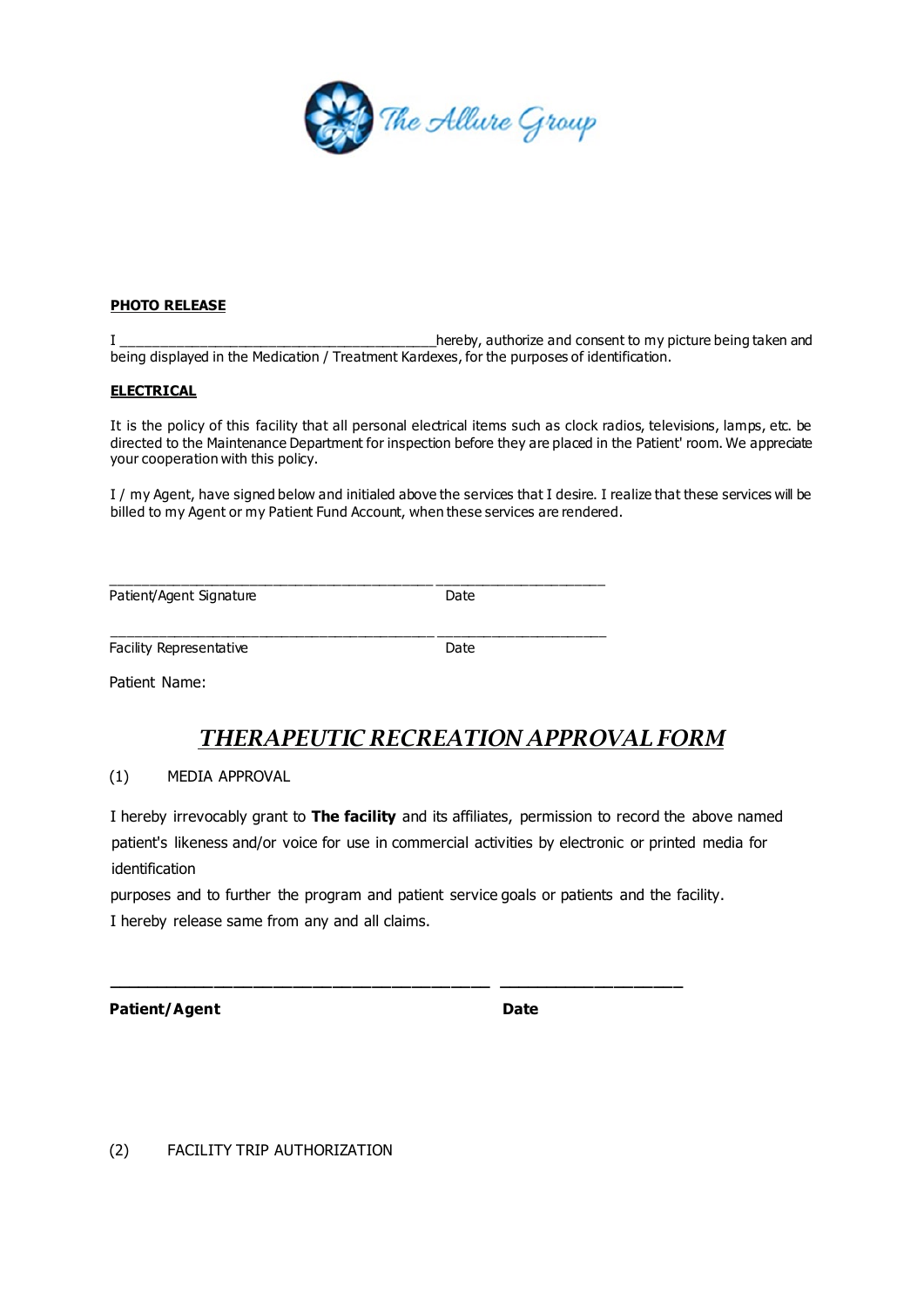The Allure Group

**PHOTO RELEASE**

I ______________________________________hereby, authorize and consent to my picture being taken and being displayed in the Medication / Treatment Kardexes, for the purposes of identification.

**ELECTRICAL**

It is the policy of this facility that all personal electrical items such as clock radios, televisions, lamps, etc. be directed to the Maintenance Department for inspection before they are placed in the Patient' room. We appreciate your cooperation with this policy.

I / my Agent, have signed below and initialed above the services that I desire. I realize that these services will be billed to my Agent or my Patient Fund Account, when these services are rendered.

______________________________________ ____________________

Patient/Agent Signature Date

______________________________________ ____________________

Facility Representative Date

Patient Name:

# *THERAPEUTIC RECREATION APPROVAL FORM*

(1) MEDIA APPROVAL

I hereby irrevocably grant to **The facility** and its affiliates, permission to record the above named patient's likeness and/or voice for use in commercial activities by electronic or printed media for identification

purposes and to further the program and patient service goals or patients and the facility.

I hereby release same from any and all claims.

______________________________________ ____________________

**Patient/Agent** **Date**

(2) FACILITY TRIP AUTHORIZATION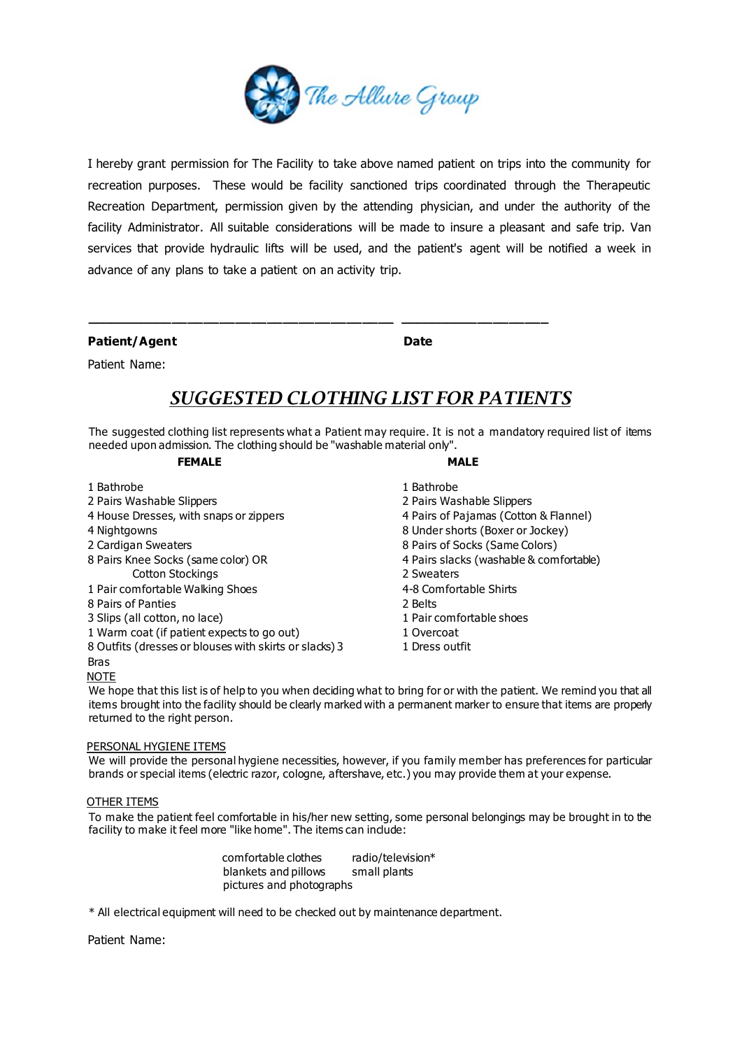The Allure Group

I hereby grant permission for The Facility to take above named patient on trips into the community for recreation purposes. These would be facility sanctioned trips coordinated through the Therapeutic Recreation Department, permission given by the attending physician, and under the authority of the facility Administrator. All suitable considerations will be made to insure a pleasant and safe trip. Van services that provide hydraulic lifts will be used, and the patient's agent will be notified a week in advance of any plans to take a patient on an activity trip.

\_\_\_\_\_\_\_\_\_\_\_\_\_\_\_\_\_\_\_\_\_\_\_\_\_\_\_\_\_\_\_\_\_\_\_\_\_\_\_\_ \_\_\_\_\_\_\_\_\_\_\_\_\_\_\_\_\_\_\_\_\_

**Patient/Agent** **Date**

Patient Name:

## *SUGGESTED CLOTHING LIST FOR PATIENTS*

The suggested clothing list represents what a Patient may require. It is not a mandatory required list of items needed upon admission. The clothing should be "washable material only".

| FEMALE | MALE |
|---|---|
| 1 Bathrobe | 1 Bathrobe |
| 2 Pairs Washable Slippers | 2 Pairs Washable Slippers |
| 4 House Dresses, with snaps or zippers | 4 Pairs of Pajamas (Cotton & Flannel) |
| 4 Nightgowns | 8 Under shorts (Boxer or Jockey) |
| 2 Cardigan Sweaters | 8 Pairs of Socks (Same Colors) |
| 8 Pairs Knee Socks (same color) OR Cotton Stockings | 4 Pairs slacks (washable & comfortable) |
| 1 Pair comfortable Walking Shoes | 2 Sweaters |
| 8 Pairs of Panties | 4-8 Comfortable Shirts |
| 3 Slips (all cotton, no lace) | 2 Belts |
| 1 Warm coat (if patient expects to go out) | 1 Pair comfortable shoes |
| 8 Outfits (dresses or blouses with skirts or slacks) | 1 Overcoat |
| 3 Bras | 1 Dress outfit |

NOTE

We hope that this list is of help to you when deciding what to bring for or with the patient. We remind you that all items brought into the facility should be clearly marked with a permanent marker to ensure that items are properly returned to the right person.

PERSONAL HYGIENE ITEMS

We will provide the personal hygiene necessities, however, if you family member has preferences for particular brands or special items (electric razor, cologne, aftershave, etc.) you may provide them at your expense.

OTHER ITEMS

To make the patient feel comfortable in his/her new setting, some personal belongings may be brought in to the facility to make it feel more "like home". The items can include:

- comfortable clothes
- blankets and pillows
- pictures and photographs
- radio/television*
- small plants

* All electrical equipment will need to be checked out by maintenance department.

Patient Name: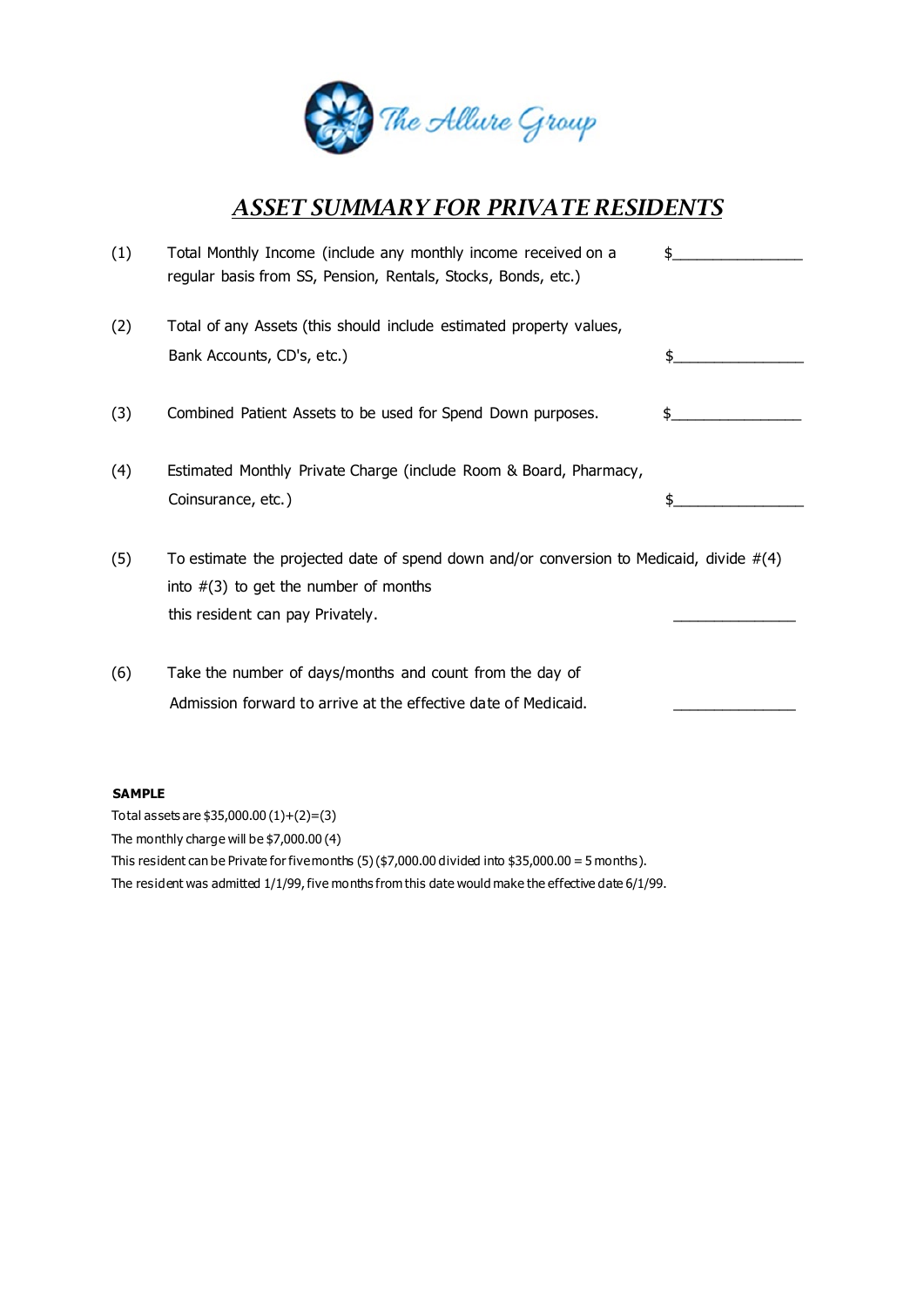The Allure Group

# *ASSET SUMMARY FOR PRIVATE RESIDENTS*

(1) Total Monthly Income (include any monthly income received on a regular basis from SS, Pension, Rentals, Stocks, Bonds, etc.) $_______________

(2) Total of any Assets (this should include estimated property values, Bank Accounts, CD's, etc.) $_______________

(3) Combined Patient Assets to be used for Spend Down purposes. $_______________

(4) Estimated Monthly Private Charge (include Room & Board, Pharmacy, Coinsurance, etc.) $_______________

(5) To estimate the projected date of spend down and/or conversion to Medicaid, divide #(4) into #(3) to get the number of months this resident can pay Privately. _______________

(6) Take the number of days/months and count from the day of Admission forward to arrive at the effective date of Medicaid. _______________

**SAMPLE**

Total assets are $35,000.00 (1)+(2)=(3)

The monthly charge will be $7,000.00 (4)

This resident can be Private for five months (5) ($7,000.00 divided into $35,000.00 = 5 months).

The resident was admitted 1/1/99, five months from this date would make the effective date 6/1/99.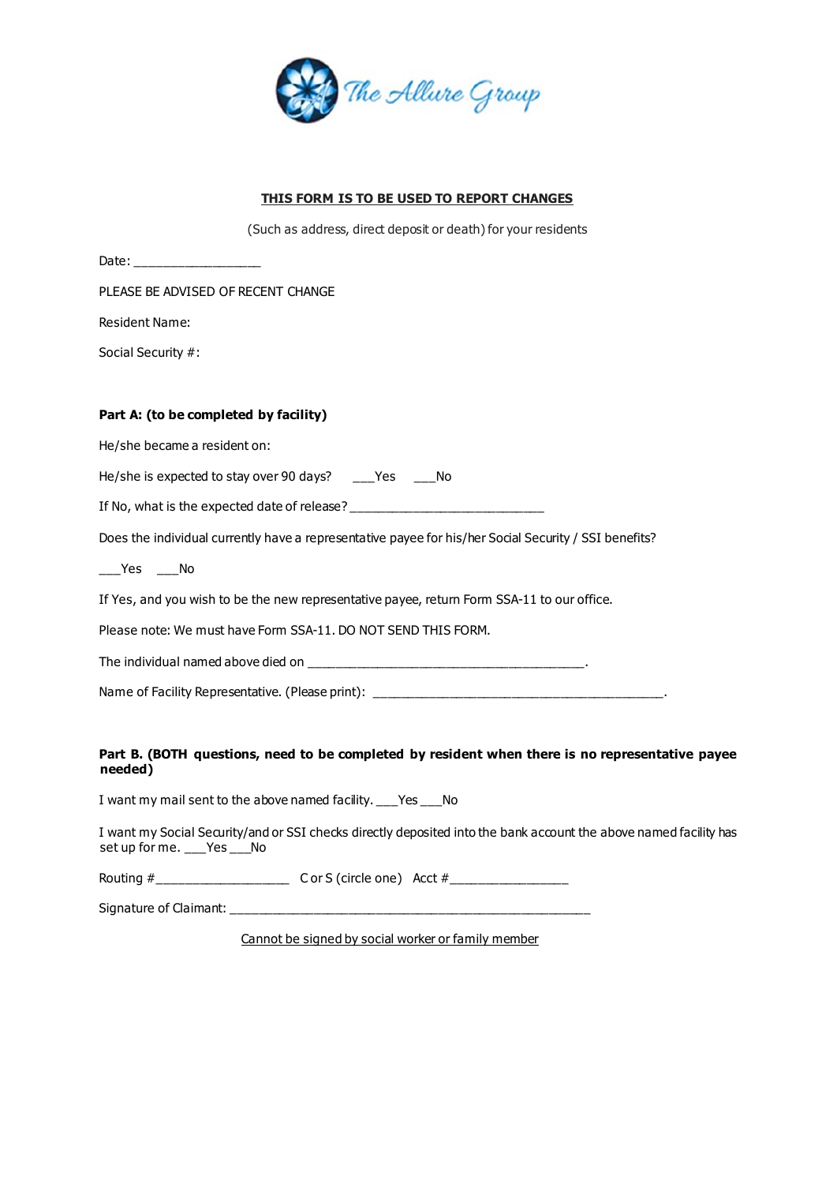The Allure Group

**THIS FORM IS TO BE USED TO REPORT CHANGES**

(Such as address, direct deposit or death) for your residents

Date: __________________

PLEASE BE ADVISED OF RECENT CHANGE

Resident Name:

Social Security #:

**Part A: (to be completed by facility)**

He/she became a resident on:

He/she is expected to stay over 90 days? ___Yes ___No

If No, what is the expected date of release? ____________________________

Does the individual currently have a representative payee for his/her Social Security / SSI benefits?

___Yes ___No

If Yes, and you wish to be the new representative payee, return Form SSA-11 to our office.

Please note: We must have Form SSA-11. DO NOT SEND THIS FORM.

The individual named above died on ________________________________________.

Name of Facility Representative. (Please print): ___________________________________________.

**Part B. (BOTH questions, need to be completed by resident when there is no representative payee needed)**

I want my mail sent to the above named facility. ___Yes ___No

I want my Social Security/and or SSI checks directly deposited into the bank account the above named facility has set up for me. ___Yes ___No

Routing #___________________ C or S (circle one) Acct #_________________

Signature of Claimant: _____________________________________________________

Cannot be signed by social worker or family member